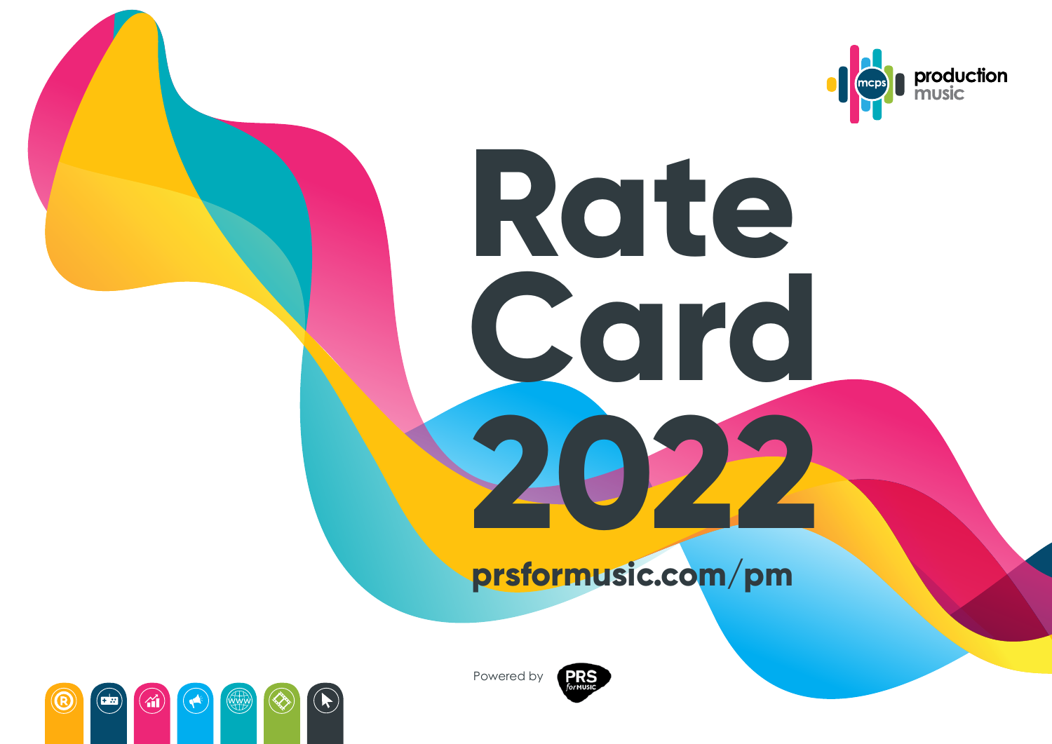mcps production music

# Rate Card 2022

prsformusic.com/pm

Powered by PRS for MUSIC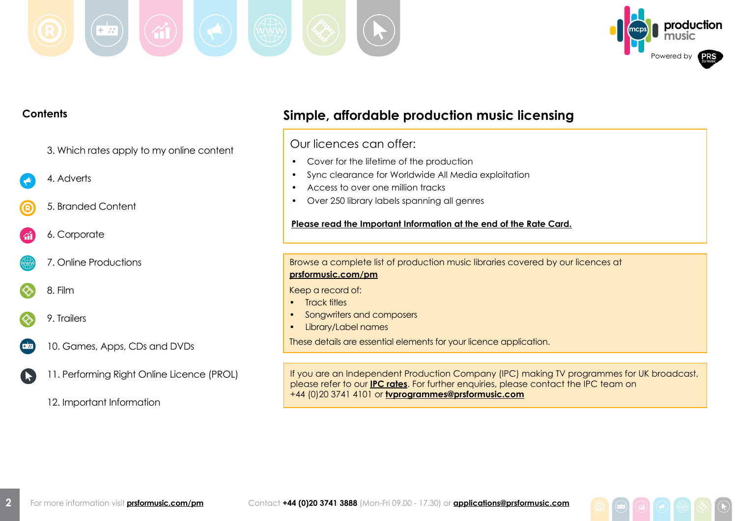## Contents

3. Which rates apply to my online content
4. Adverts
5. Branded Content
6. Corporate
7. Online Productions
8. Film
9. Trailers
10. Games, Apps, CDs and DVDs
11. Performing Right Online Licence (PROL)
12. Important Information

## Simple, affordable production music licensing

Our licences can offer:

- Cover for the lifetime of the production
- Sync clearance for Worldwide All Media exploitation
- Access to over one million tracks
- Over 250 library labels spanning all genres

**Please read the Important Information at the end of the Rate Card.**

Browse a complete list of production music libraries covered by our licences at **prsformusic.com/pm**

Keep a record of:

- Track titles
- Songwriters and composers
- Library/Label names

These details are essential elements for your licence application.

If you are an Independent Production Company (IPC) making TV programmes for UK broadcast, please refer to our **IPC rates**. For further enquiries, please contact the IPC team on +44 (0)20 3741 4101 or **tvprogrammes@prsformusic.com**

For more information visit **prsformusic.com/pm** Contact **+44 (0)20 3741 3888** (Mon-Fri 09.00 - 17.30) or **applications@prsformusic.com**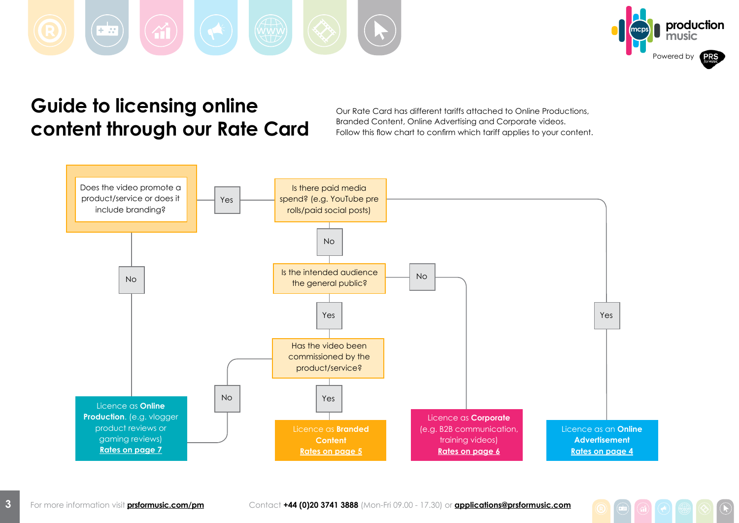# Guide to licensing online content through our Rate Card

Our Rate Card has different tariffs attached to Online Productions, Branded Content, Online Advertising and Corporate videos. Follow this flow chart to confirm which tariff applies to your content.

**Does the video promote a product/service or does it include branding?**

- **No** → Licence as **Online Production**. (e.g. vlogger product reviews or gaming reviews) Rates on page 7
- **Yes** → **Is there paid media spend? (e.g. YouTube pre rolls/paid social posts)**
  - **Yes** → Licence as an **Online Advertisement** Rates on page 4
  - **No** → **Is the intended audience the general public?**
    - **No** → Licence as **Corporate** (e.g. B2B communication, training videos) Rates on page 6
    - **Yes** → **Has the video been commissioned by the product/service?**
      - **Yes** → Licence as **Branded Content** Rates on page 5
      - **No** → Licence as **Online Production**. (e.g. vlogger product reviews or gaming reviews) Rates on page 7

For more information visit **prsformusic.com/pm**

Contact **+44 (0)20 3741 3888** (Mon-Fri 09.00 - 17.30) or **applications@prsformusic.com**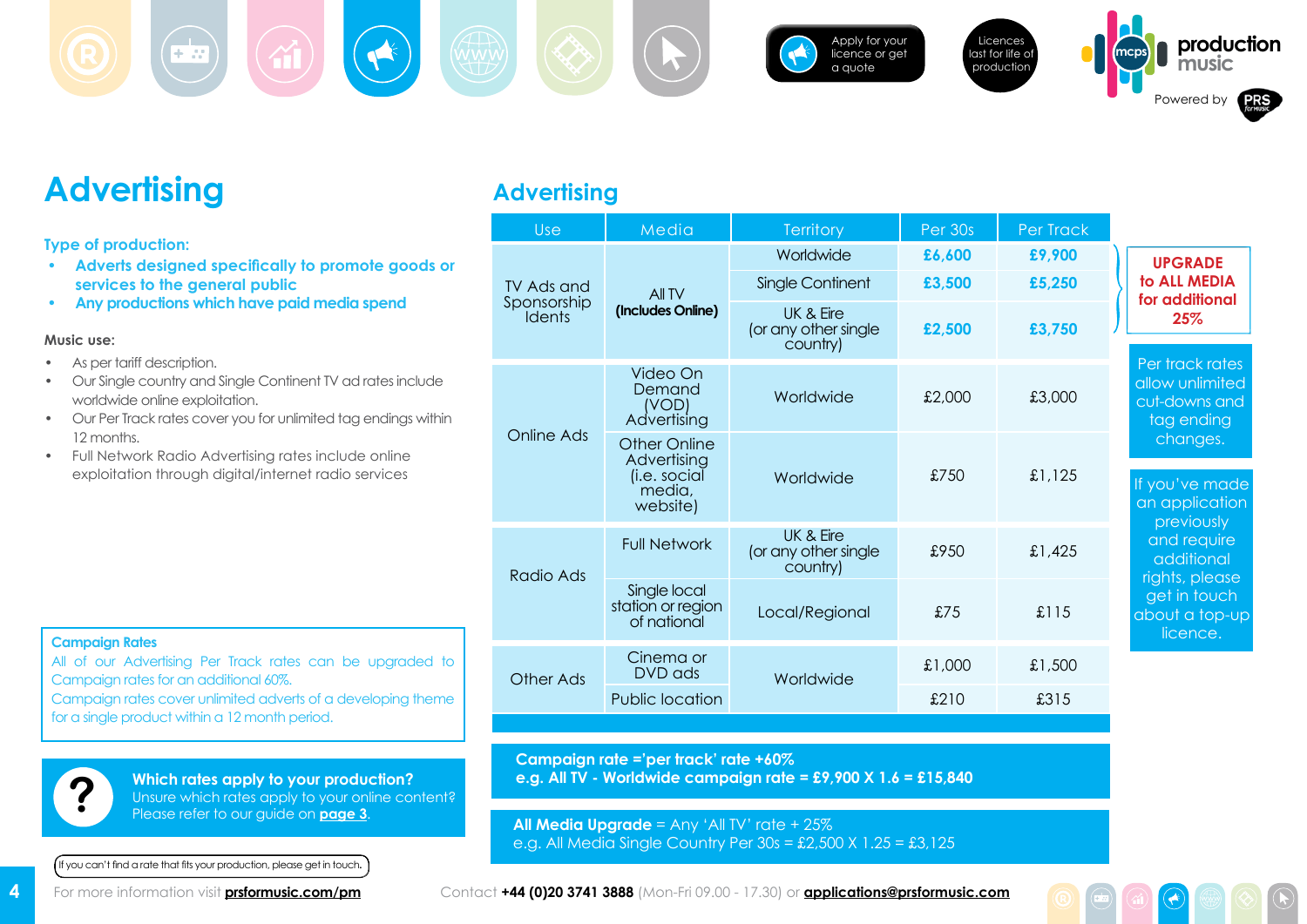# Advertising

**Type of production:**

- **Adverts designed specifically to promote goods or services to the general public**
- **Any productions which have paid media spend**

**Music use:**

- As per tariff description.
- Our Single country and Single Continent TV ad rates include worldwide online exploitation.
- Our Per Track rates cover you for unlimited tag endings within 12 months.
- Full Network Radio Advertising rates include online exploitation through digital/internet radio services

**Campaign Rates**

All of our Advertising Per Track rates can be upgraded to Campaign rates for an additional 60%.

Campaign rates cover unlimited adverts of a developing theme for a single product within a 12 month period.

**Which rates apply to your production?**

Unsure which rates apply to your online content? Please refer to our guide on **page 3**.

If you can't find a rate that fits your production, please get in touch.

## Advertising

| Use | Media | Territory | Per 30s | Per Track |
|---|---|---|---|---|
| TV Ads and Sponsorship Idents | All TV **(Includes Online)** | Worldwide | **£6,600** | **£9,900** |
| | | Single Continent | **£3,500** | **£5,250** |
| | | UK & Eire (or any other single country) | **£2,500** | **£3,750** |
| Online Ads | Video On Demand (VOD) Advertising | Worldwide | £2,000 | £3,000 |
| | Other Online Advertising (i.e. social media, website) | Worldwide | £750 | £1,125 |
| Radio Ads | Full Network | UK & Eire (or any other single country) | £950 | £1,425 |
| | Single local station or region of national | Local/Regional | £75 | £115 |
| Other Ads | Cinema or DVD ads | Worldwide | £1,000 | £1,500 |
| | Public location | | £210 | £315 |

**UPGRADE to ALL MEDIA for additional 25%**

Per track rates allow unlimited cut-downs and tag ending changes.

If you've made an application previously and require additional rights, please get in touch about a top-up licence.

**Campaign rate ='per track' rate +60%**
**e.g. All TV - Worldwide campaign rate = £9,900 X 1.6 = £15,840**

**All Media Upgrade** = Any 'All TV' rate + 25%
e.g. All Media Single Country Per 30s = £2,500 X 1.25 = £3,125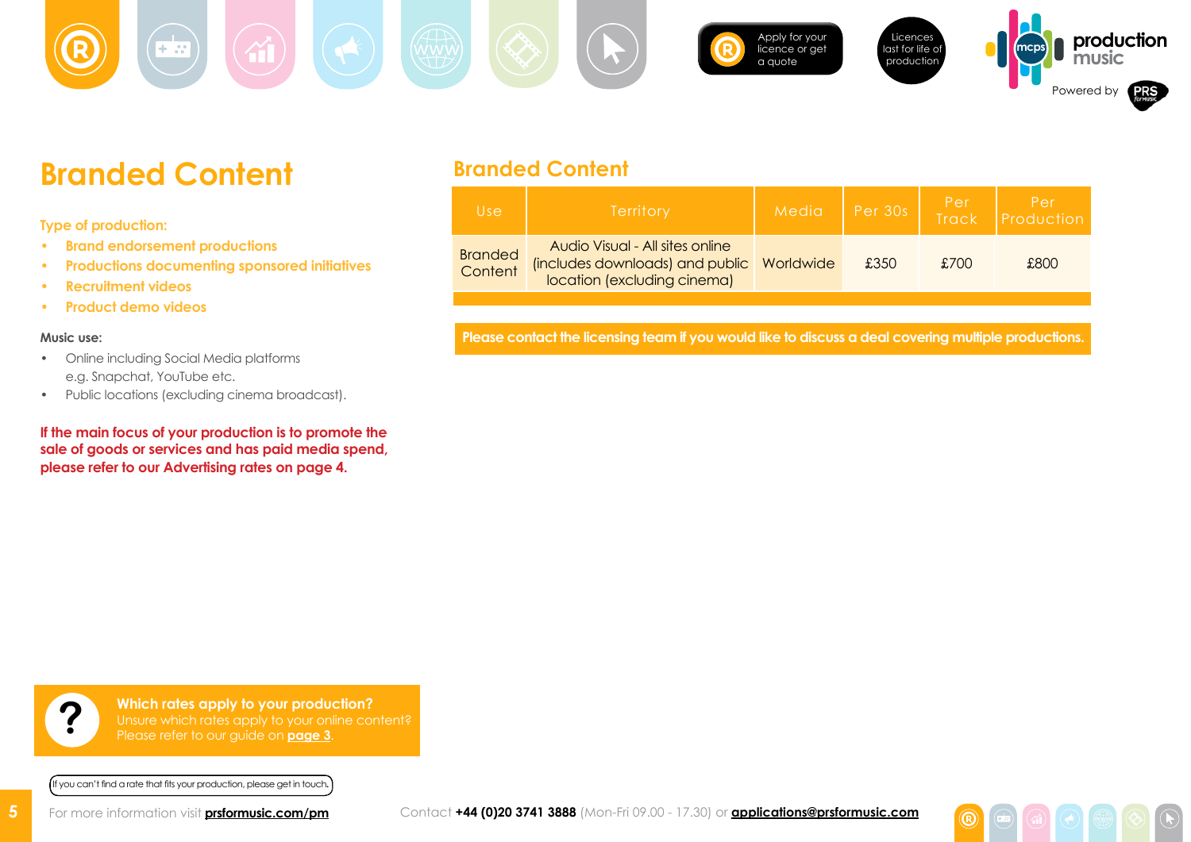Apply for your licence or get a quote

Licences last for life of production

production music

Powered by PRS for Music

# Branded Content

Type of production:

- Brand endorsement productions
- Productions documenting sponsored initiatives
- Recruitment videos
- Product demo videos

**Music use:**

- Online including Social Media platforms e.g. Snapchat, YouTube etc.
- Public locations (excluding cinema broadcast).

**If the main focus of your production is to promote the sale of goods or services and has paid media spend, please refer to our Advertising rates on page 4.**

## Branded Content

| Use | Territory | Media | Per 30s | Per Track | Per Production |
|---|---|---|---|---|---|
| Branded Content | Audio Visual - All sites online (includes downloads) and public location (excluding cinema) | Worldwide | £350 | £700 | £800 |

**Please contact the licensing team if you would like to discuss a deal covering multiple productions.**

**Which rates apply to your production?**
Unsure which rates apply to your online content? Please refer to our guide on **page 3**.

If you can't find a rate that fits your production, please get in touch.

For more information visit **prsformusic.com/pm**

Contact **+44 (0)20 3741 3888** (Mon-Fri 09.00 - 17.30) or **applications@prsformusic.com**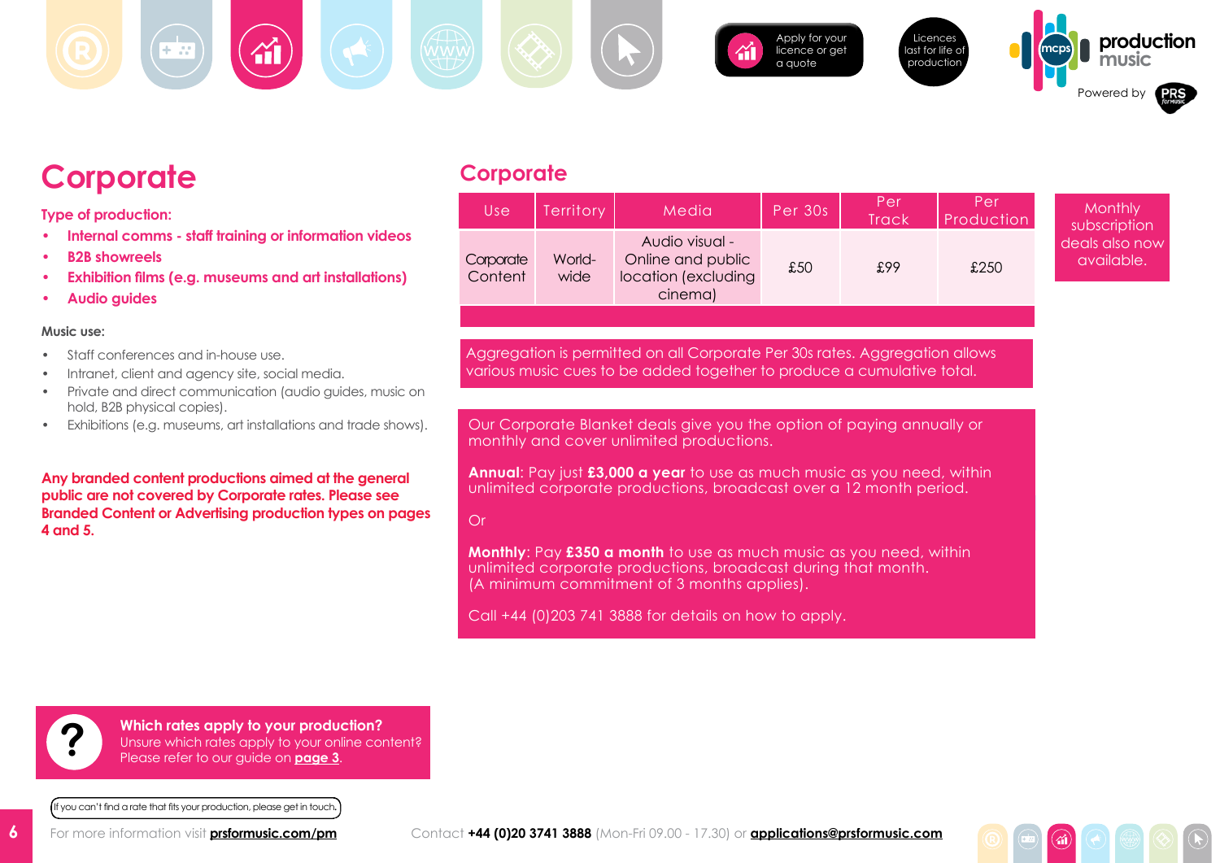Apply for your licence or get a quote

Licences last for life of production

production music

Powered by PRS for Music

# Corporate

## Type of production:

- Internal comms - staff training or information videos
- B2B showreels
- Exhibition films (e.g. museums and art installations)
- Audio guides

**Music use:**

- Staff conferences and in-house use.
- Intranet, client and agency site, social media.
- Private and direct communication (audio guides, music on hold, B2B physical copies).
- Exhibitions (e.g. museums, art installations and trade shows).

**Any branded content productions aimed at the general public are not covered by Corporate rates. Please see Branded Content or Advertising production types on pages 4 and 5.**

## Corporate

| Use | Territory | Media | Per 30s | Per Track | Per Production |
|---|---|---|---|---|---|
| Corporate Content | World-wide | Audio visual - Online and public location (excluding cinema) | £50 | £99 | £250 |

Monthly subscription deals also now available.

Aggregation is permitted on all Corporate Per 30s rates. Aggregation allows various music cues to be added together to produce a cumulative total.

Our Corporate Blanket deals give you the option of paying annually or monthly and cover unlimited productions.

**Annual**: Pay just **£3,000 a year** to use as much music as you need, within unlimited corporate productions, broadcast over a 12 month period.

Or

**Monthly**: Pay **£350 a month** to use as much music as you need, within unlimited corporate productions, broadcast during that month. (A minimum commitment of 3 months applies).

Call +44 (0)203 741 3888 for details on how to apply.

**Which rates apply to your production?**
Unsure which rates apply to your online content? Please refer to our guide on **page 3**.

If you can't find a rate that fits your production, please get in touch.

For more information visit **prsformusic.com/pm**

Contact **+44 (0)20 3741 3888** (Mon-Fri 09.00 - 17.30) or **applications@prsformusic.com**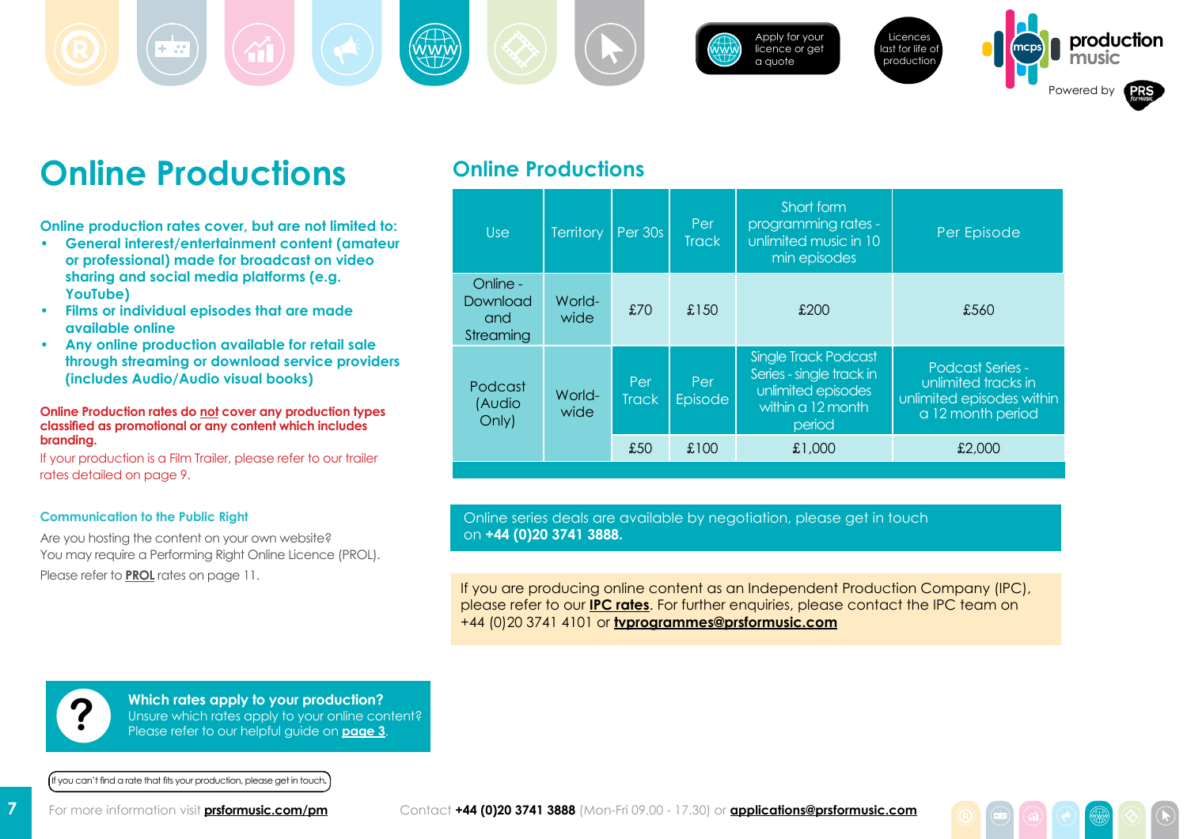# Online Productions

**Online production rates cover, but are not limited to:**

- **General interest/entertainment content (amateur or professional) made for broadcast on video sharing and social media platforms (e.g. YouTube)**
- **Films or individual episodes that are made available online**
- **Any online production available for retail sale through streaming or download service providers (includes Audio/Audio visual books)**

**Online Production rates do not cover any production types classified as promotional or any content which includes branding.**

If your production is a Film Trailer, please refer to our trailer rates detailed on page 9.

### Communication to the Public Right

Are you hosting the content on your own website?
You may require a Performing Right Online Licence (PROL).
Please refer to **PROL** rates on page 11.

## Online Productions

| Use | Territory | Per 30s | Per Track | Short form programming rates - unlimited music in 10 min episodes | Per Episode |
|---|---|---|---|---|---|
| Online - Download and Streaming | World-wide | £70 | £150 | £200 | £560 |
| Podcast (Audio Only) | World-wide | Per Track | Per Episode | Single Track Podcast Series - single track in unlimited episodes within a 12 month period | Podcast Series - unlimited tracks in unlimited episodes within a 12 month period |
| | | £50 | £100 | £1,000 | £2,000 |

Online series deals are available by negotiation, please get in touch on **+44 (0)20 3741 3888.**

If you are producing online content as an Independent Production Company (IPC), please refer to our **IPC rates**. For further enquiries, please contact the IPC team on +44 (0)20 3741 4101 or **tvprogrammes@prsformusic.com**

**Which rates apply to your production?**
Unsure which rates apply to your online content? Please refer to our helpful guide on **page 3**.

If you can't find a rate that fits your production, please get in touch.

For more information visit **prsformusic.com/pm**

Contact **+44 (0)20 3741 3888** (Mon-Fri 09.00 - 17.30) or **applications@prsformusic.com**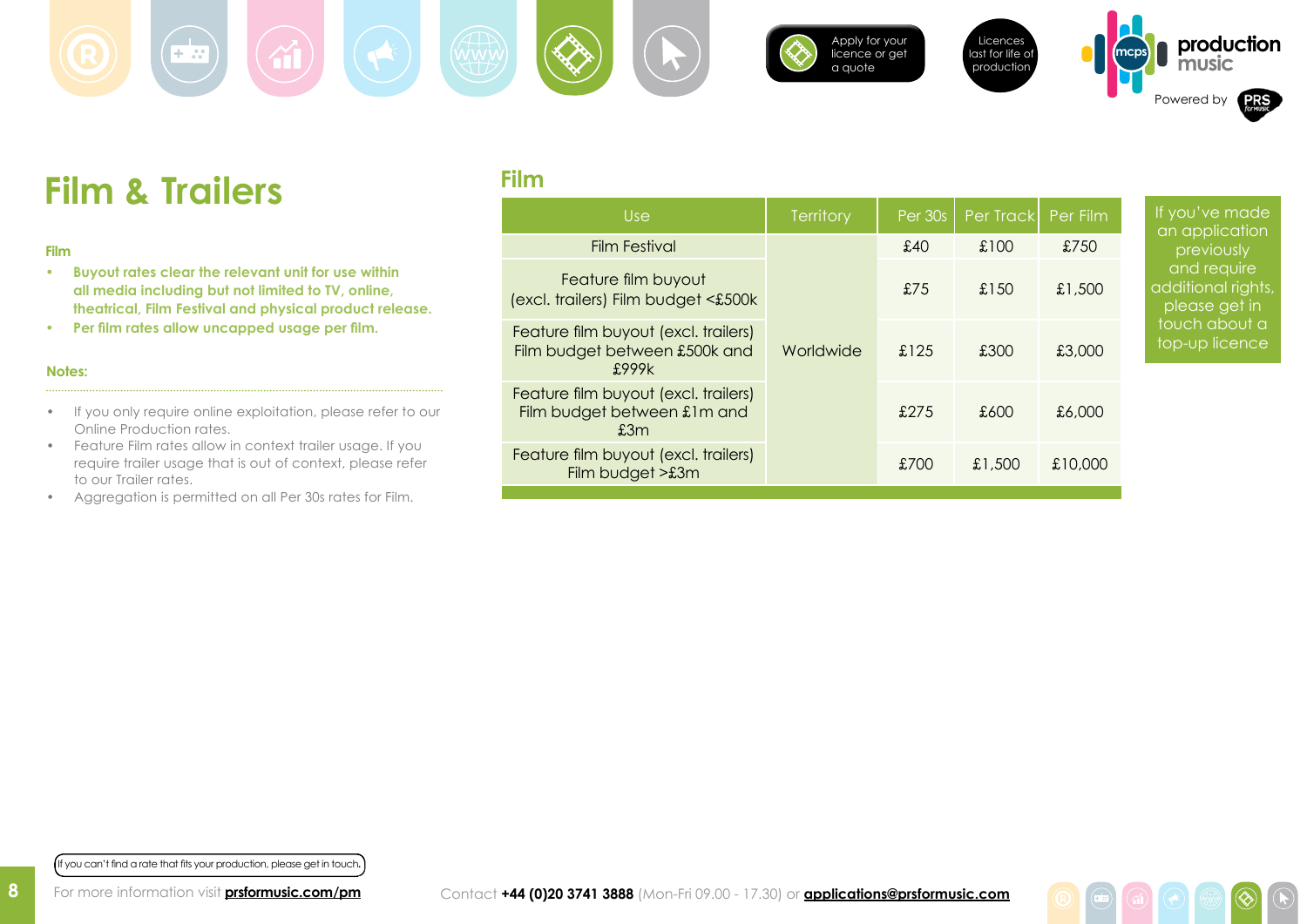Apply for your licence or get a quote

Licences last for life of production

# Film & Trailers

### Film

- Buyout rates clear the relevant unit for use within all media including but not limited to TV, online, theatrical, Film Festival and physical product release.
- Per film rates allow uncapped usage per film.

### Notes:

- If you only require online exploitation, please refer to our Online Production rates.
- Feature Film rates allow in context trailer usage. If you require trailer usage that is out of context, please refer to our Trailer rates.
- Aggregation is permitted on all Per 30s rates for Film.

## Film

| Use | Territory | Per 30s | Per Track | Per Film |
|---|---|---|---|---|
| Film Festival | Worldwide | £40 | £100 | £750 |
| Feature film buyout (excl. trailers) Film budget <£500k | | £75 | £150 | £1,500 |
| Feature film buyout (excl. trailers) Film budget between £500k and £999k | | £125 | £300 | £3,000 |
| Feature film buyout (excl. trailers) Film budget between £1m and £3m | | £275 | £600 | £6,000 |
| Feature film buyout (excl. trailers) Film budget >£3m | | £700 | £1,500 | £10,000 |

If you've made an application previously and require additional rights, please get in touch about a top-up licence

If you can't find a rate that fits your production, please get in touch.

For more information visit **prsformusic.com/pm**

Contact **+44 (0)20 3741 3888** (Mon-Fri 09.00 - 17.30) or **applications@prsformusic.com**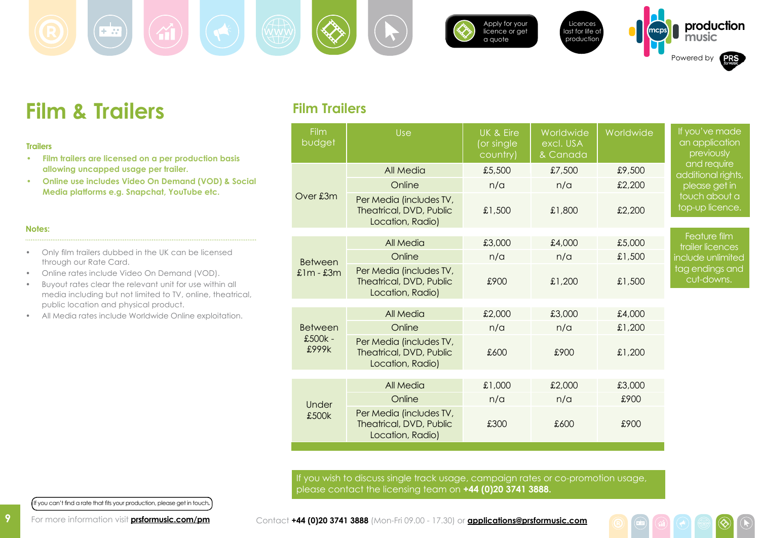Apply for your licence or get a quote

Licences last for life of production

production music

Powered by PRS for Music

# Film & Trailers

### Trailers

- **Film trailers are licensed on a per production basis allowing uncapped usage per trailer.**
- **Online use includes Video On Demand (VOD) & Social Media platforms e.g. Snapchat, YouTube etc.**

### Notes:

- Only film trailers dubbed in the UK can be licensed through our Rate Card.
- Online rates include Video On Demand (VOD).
- Buyout rates clear the relevant unit for use within all media including but not limited to TV, online, theatrical, public location and physical product.
- All Media rates include Worldwide Online exploitation.

## Film Trailers

| Film budget | Use | UK & Eire (or single country) | Worldwide excl. USA & Canada | Worldwide |
|---|---|---|---|---|
| Over £3m | All Media | £5,500 | £7,500 | £9,500 |
| | Online | n/a | n/a | £2,200 |
| | Per Media (includes TV, Theatrical, DVD, Public Location, Radio) | £1,500 | £1,800 | £2,200 |
| Between £1m - £3m | All Media | £3,000 | £4,000 | £5,000 |
| | Online | n/a | n/a | £1,500 |
| | Per Media (includes TV, Theatrical, DVD, Public Location, Radio) | £900 | £1,200 | £1,500 |
| Between £500k - £999k | All Media | £2,000 | £3,000 | £4,000 |
| | Online | n/a | n/a | £1,200 |
| | Per Media (includes TV, Theatrical, DVD, Public Location, Radio) | £600 | £900 | £1,200 |
| Under £500k | All Media | £1,000 | £2,000 | £3,000 |
| | Online | n/a | n/a | £900 |
| | Per Media (includes TV, Theatrical, DVD, Public Location, Radio) | £300 | £600 | £900 |

If you've made an application previously and require additional rights, please get in touch about a top-up licence.

Feature film trailer licences include unlimited tag endings and cut-downs.

If you wish to discuss single track usage, campaign rates or co-promotion usage, please contact the licensing team on **+44 (0)20 3741 3888.**

If you can't find a rate that fits your production, please get in touch.

For more information visit **prsformusic.com/pm**

Contact **+44 (0)20 3741 3888** (Mon-Fri 09.00 - 17.30) or **applications@prsformusic.com**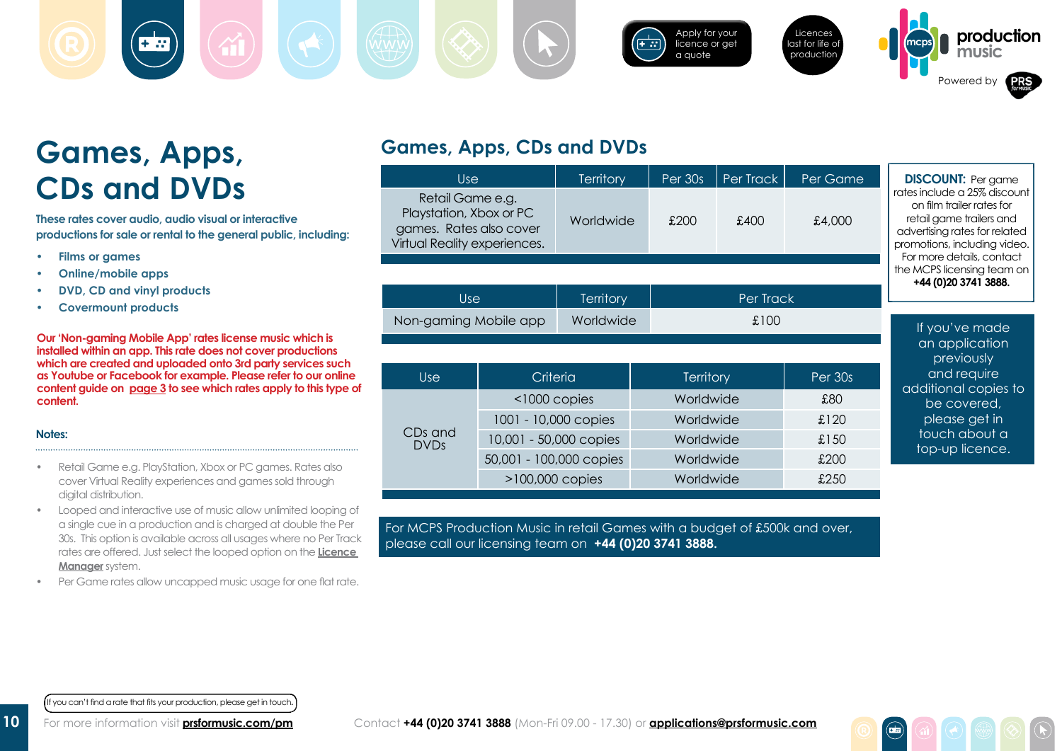Apply for your licence or get a quote

Licences last for life of production

# Games, Apps, CDs and DVDs

**These rates cover audio, audio visual or interactive productions for sale or rental to the general public, including:**

- **Films or games**
- **Online/mobile apps**
- **DVD, CD and vinyl products**
- **Covermount products**

**Our 'Non-gaming Mobile App' rates license music which is installed within an app. This rate does not cover productions which are created and uploaded onto 3rd party services such as Youtube or Facebook for example. Please refer to our online content guide on page 3 to see which rates apply to this type of content.**

**Notes:**

- Retail Game e.g. PlayStation, Xbox or PC games. Rates also cover Virtual Reality experiences and games sold through digital distribution.
- Looped and interactive use of music allow unlimited looping of a single cue in a production and is charged at double the Per 30s. This option is available across all usages where no Per Track rates are offered. Just select the looped option on the **Licence Manager** system.
- Per Game rates allow uncapped music usage for one flat rate.

## Games, Apps, CDs and DVDs

| Use | Territory | Per 30s | Per Track | Per Game |
|---|---|---|---|---|
| Retail Game e.g. Playstation, Xbox or PC games. Rates also cover Virtual Reality experiences. | Worldwide | £200 | £400 | £4,000 |

| Use | Territory | Per Track |
|---|---|---|
| Non-gaming Mobile app | Worldwide | £100 |

| Use | Criteria | Territory | Per 30s |
|---|---|---|---|
| CDs and DVDs | <1000 copies | Worldwide | £80 |
| | 1001 - 10,000 copies | Worldwide | £120 |
| | 10,001 - 50,000 copies | Worldwide | £150 |
| | 50,001 - 100,000 copies | Worldwide | £200 |
| | >100,000 copies | Worldwide | £250 |

For MCPS Production Music in retail Games with a budget of £500k and over, please call our licensing team on **+44 (0)20 3741 3888.**

**DISCOUNT:** Per game rates include a 25% discount on film trailer rates for retail game trailers and advertising rates for related promotions, including video. For more details, contact the MCPS licensing team on **+44 (0)20 3741 3888.**

If you've made an application previously and require additional copies to be covered, please get in touch about a top-up licence.

If you can't find a rate that fits your production, please get in touch.

For more information visit **prsformusic.com/pm**

Contact **+44 (0)20 3741 3888** (Mon-Fri 09.00 - 17.30) or **applications@prsformusic.com**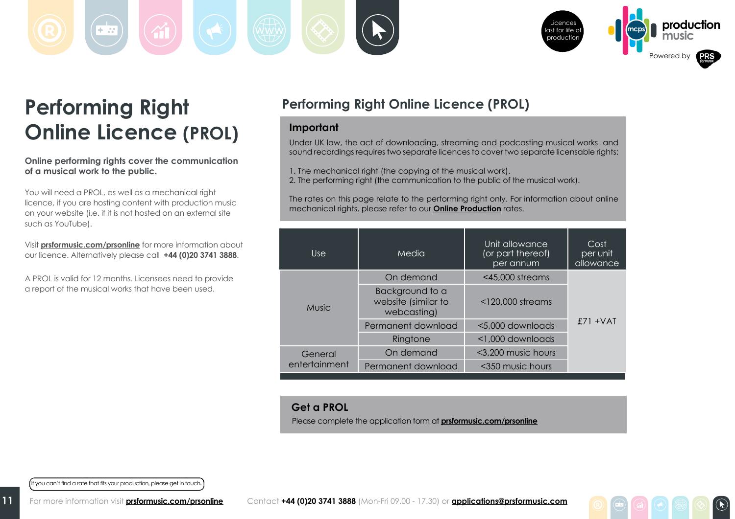# Performing Right Online Licence (PROL)

**Online performing rights cover the communication of a musical work to the public.**

You will need a PROL, as well as a mechanical right licence, if you are hosting content with production music on your website (i.e. if it is not hosted on an external site such as YouTube).

Visit **prsformusic.com/prsonline** for more information about our licence. Alternatively please call **+44 (0)20 3741 3888**.

A PROL is valid for 12 months. Licensees need to provide a report of the musical works that have been used.

## Performing Right Online Licence (PROL)

### Important

Under UK law, the act of downloading, streaming and podcasting musical works and sound recordings requires two separate licences to cover two separate licensable rights:

1. The mechanical right (the copying of the musical work).
2. The performing right (the communication to the public of the musical work).

The rates on this page relate to the performing right only. For information about online mechanical rights, please refer to our **Online Production** rates.

| Use | Media | Unit allowance (or part thereof) per annum | Cost per unit allowance |
|---|---|---|---|
| Music | On demand | <45,000 streams | £71 +VAT |
| | Background to a website (similar to webcasting) | <120,000 streams | |
| | Permanent download | <5,000 downloads | |
| | Ringtone | <1,000 downloads | |
| General entertainment | On demand | <3,200 music hours | |
| | Permanent download | <350 music hours | |

### Get a PROL

Please complete the application form at **prsformusic.com/prsonline**

If you can't find a rate that fits your production, please get in touch.

For more information visit **prsformusic.com/prsonline** Contact **+44 (0)20 3741 3888** (Mon-Fri 09.00 - 17.30) or **applications@prsformusic.com**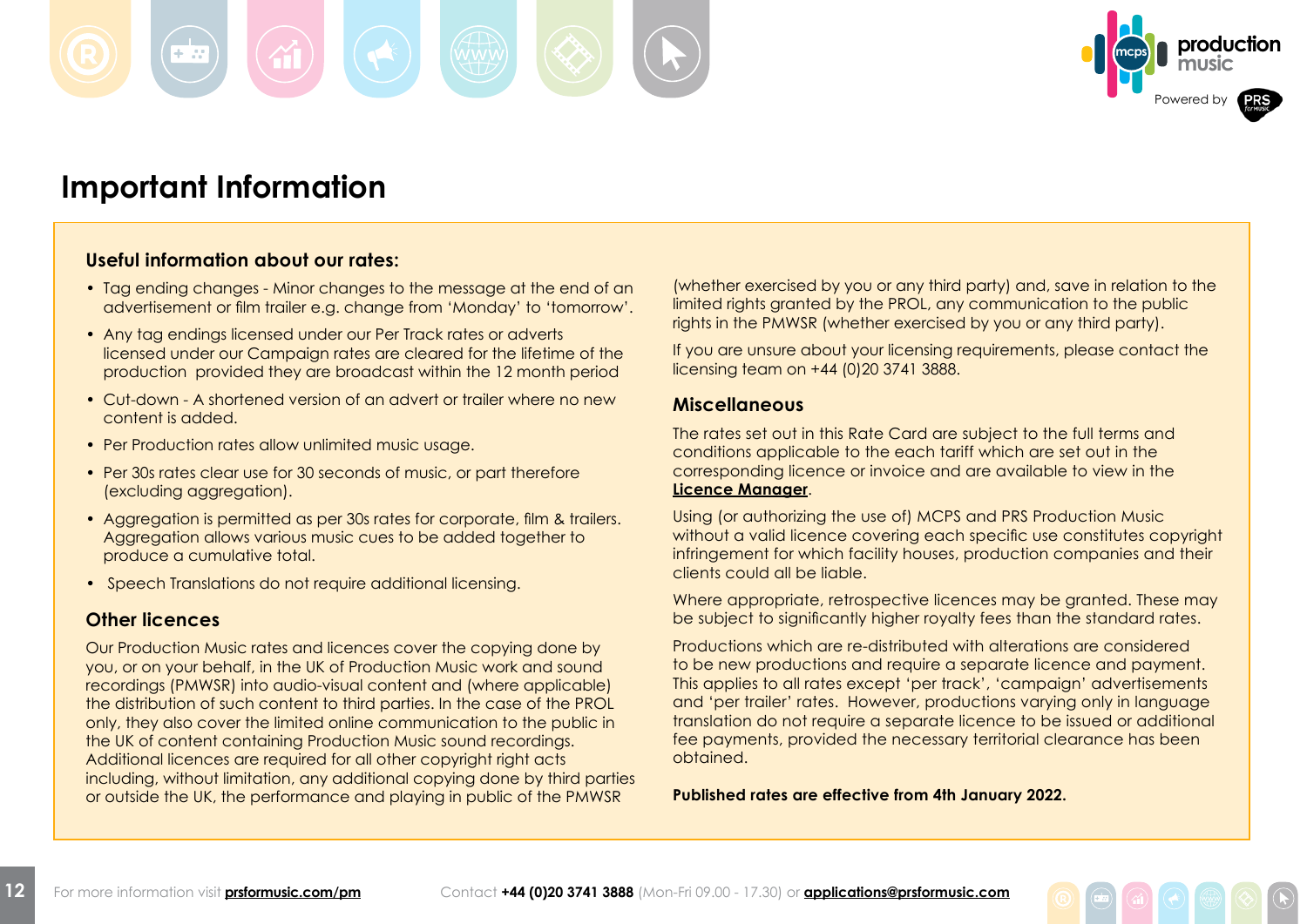# Important Information

## Useful information about our rates:

- Tag ending changes - Minor changes to the message at the end of an advertisement or film trailer e.g. change from 'Monday' to 'tomorrow'.
- Any tag endings licensed under our Per Track rates or adverts licensed under our Campaign rates are cleared for the lifetime of the production provided they are broadcast within the 12 month period
- Cut-down - A shortened version of an advert or trailer where no new content is added.
- Per Production rates allow unlimited music usage.
- Per 30s rates clear use for 30 seconds of music, or part therefore (excluding aggregation).
- Aggregation is permitted as per 30s rates for corporate, film & trailers. Aggregation allows various music cues to be added together to produce a cumulative total.
- Speech Translations do not require additional licensing.

## Other licences

Our Production Music rates and licences cover the copying done by you, or on your behalf, in the UK of Production Music work and sound recordings (PMWSR) into audio-visual content and (where applicable) the distribution of such content to third parties. In the case of the PROL only, they also cover the limited online communication to the public in the UK of content containing Production Music sound recordings. Additional licences are required for all other copyright right acts including, without limitation, any additional copying done by third parties or outside the UK, the performance and playing in public of the PMWSR (whether exercised by you or any third party) and, save in relation to the limited rights granted by the PROL, any communication to the public rights in the PMWSR (whether exercised by you or any third party).

If you are unsure about your licensing requirements, please contact the licensing team on +44 (0)20 3741 3888.

## Miscellaneous

The rates set out in this Rate Card are subject to the full terms and conditions applicable to the each tariff which are set out in the corresponding licence or invoice and are available to view in the **Licence Manager**.

Using (or authorizing the use of) MCPS and PRS Production Music without a valid licence covering each specific use constitutes copyright infringement for which facility houses, production companies and their clients could all be liable.

Where appropriate, retrospective licences may be granted. These may be subject to significantly higher royalty fees than the standard rates.

Productions which are re-distributed with alterations are considered to be new productions and require a separate licence and payment. This applies to all rates except 'per track', 'campaign' advertisements and 'per trailer' rates. However, productions varying only in language translation do not require a separate licence to be issued or additional fee payments, provided the necessary territorial clearance has been obtained.

**Published rates are effective from 4th January 2022.**